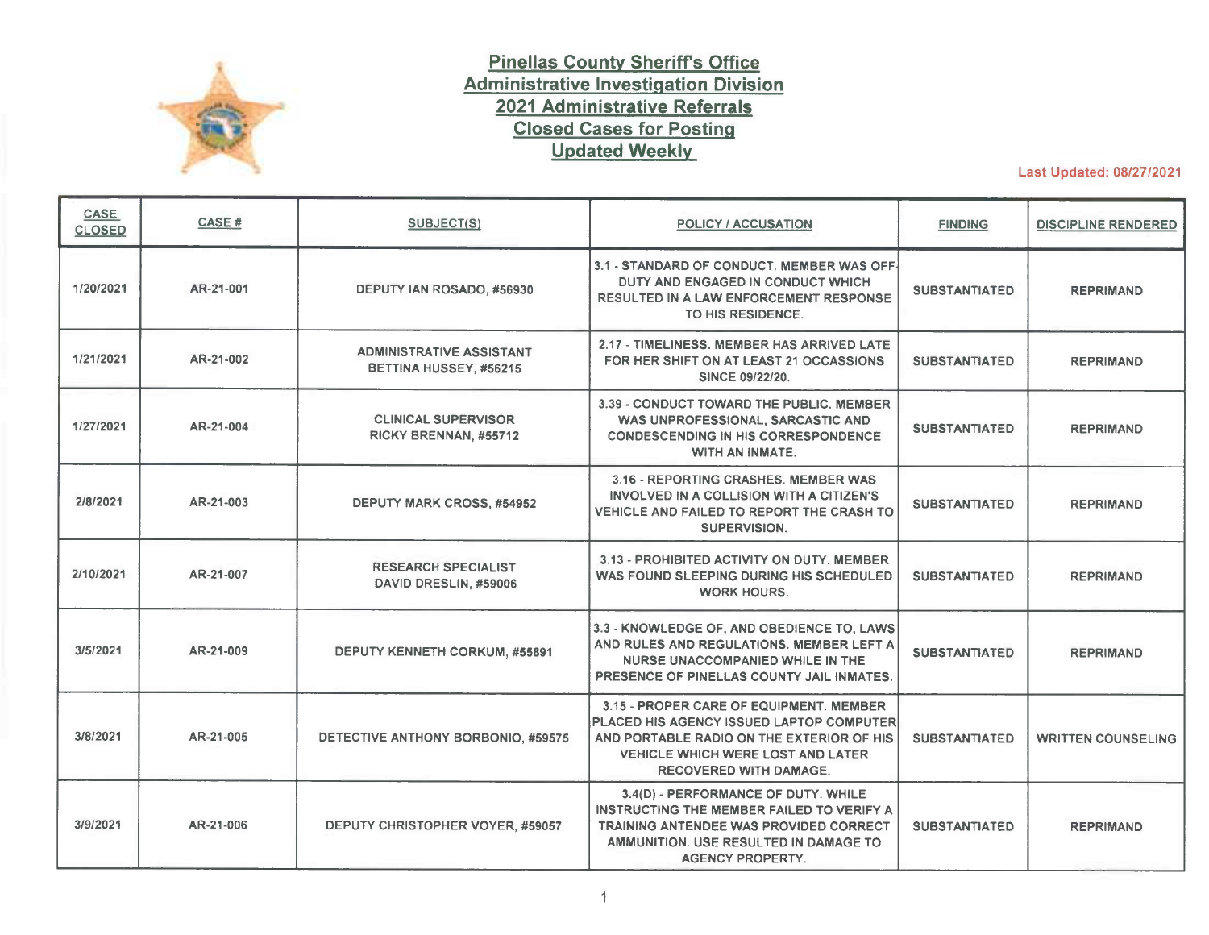# Pinellas County Sheriff's Office
## Administrative Investigation Division
## 2021 Administrative Referrals
## Closed Cases for Posting
## Updated Weekly

Last Updated: 08/27/2021

| CASE CLOSED | CASE # | SUBJECT(S) | POLICY / ACCUSATION | FINDING | DISCIPLINE RENDERED |
|---|---|---|---|---|---|
| 1/20/2021 | AR-21-001 | DEPUTY IAN ROSADO, #56930 | 3.1 - STANDARD OF CONDUCT. MEMBER WAS OFF-DUTY AND ENGAGED IN CONDUCT WHICH RESULTED IN A LAW ENFORCEMENT RESPONSE TO HIS RESIDENCE. | SUBSTANTIATED | REPRIMAND |
| 1/21/2021 | AR-21-002 | ADMINISTRATIVE ASSISTANT BETTINA HUSSEY, #56215 | 2.17 - TIMELINESS. MEMBER HAS ARRIVED LATE FOR HER SHIFT ON AT LEAST 21 OCCASSIONS SINCE 09/22/20. | SUBSTANTIATED | REPRIMAND |
| 1/27/2021 | AR-21-004 | CLINICAL SUPERVISOR RICKY BRENNAN, #55712 | 3.39 - CONDUCT TOWARD THE PUBLIC. MEMBER WAS UNPROFESSIONAL, SARCASTIC AND CONDESCENDING IN HIS CORRESPONDENCE WITH AN INMATE. | SUBSTANTIATED | REPRIMAND |
| 2/8/2021 | AR-21-003 | DEPUTY MARK CROSS, #54952 | 3.16 - REPORTING CRASHES. MEMBER WAS INVOLVED IN A COLLISION WITH A CITIZEN'S VEHICLE AND FAILED TO REPORT THE CRASH TO SUPERVISION. | SUBSTANTIATED | REPRIMAND |
| 2/10/2021 | AR-21-007 | RESEARCH SPECIALIST DAVID DRESLIN, #59006 | 3.13 - PROHIBITED ACTIVITY ON DUTY. MEMBER WAS FOUND SLEEPING DURING HIS SCHEDULED WORK HOURS. | SUBSTANTIATED | REPRIMAND |
| 3/5/2021 | AR-21-009 | DEPUTY KENNETH CORKUM, #55891 | 3.3 - KNOWLEDGE OF, AND OBEDIENCE TO, LAWS AND RULES AND REGULATIONS. MEMBER LEFT A NURSE UNACCOMPANIED WHILE IN THE PRESENCE OF PINELLAS COUNTY JAIL INMATES. | SUBSTANTIATED | REPRIMAND |
| 3/8/2021 | AR-21-005 | DETECTIVE ANTHONY BORBONIO, #59575 | 3.15 - PROPER CARE OF EQUIPMENT. MEMBER PLACED HIS AGENCY ISSUED LAPTOP COMPUTER AND PORTABLE RADIO ON THE EXTERIOR OF HIS VEHICLE WHICH WERE LOST AND LATER RECOVERED WITH DAMAGE. | SUBSTANTIATED | WRITTEN COUNSELING |
| 3/9/2021 | AR-21-006 | DEPUTY CHRISTOPHER VOYER, #59057 | 3.4(D) - PERFORMANCE OF DUTY. WHILE INSTRUCTING THE MEMBER FAILED TO VERIFY A TRAINING ANTENDEE WAS PROVIDED CORRECT AMMUNITION. USE RESULTED IN DAMAGE TO AGENCY PROPERTY. | SUBSTANTIATED | REPRIMAND |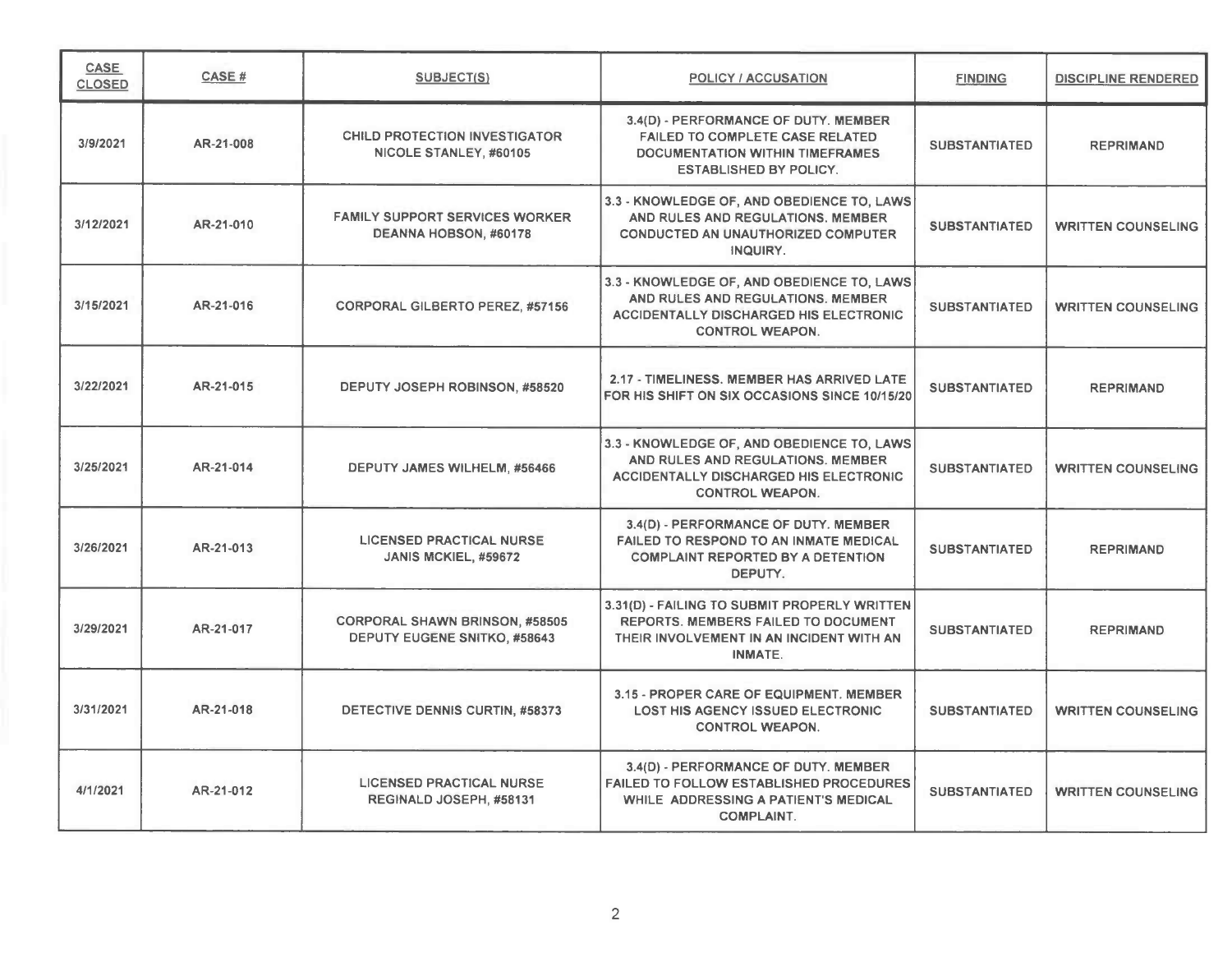| CASE CLOSED | CASE # | SUBJECT(S) | POLICY / ACCUSATION | FINDING | DISCIPLINE RENDERED |
|---|---|---|---|---|---|
| 3/9/2021 | AR-21-008 | CHILD PROTECTION INVESTIGATOR NICOLE STANLEY, #60105 | 3.4(D) - PERFORMANCE OF DUTY. MEMBER FAILED TO COMPLETE CASE RELATED DOCUMENTATION WITHIN TIMEFRAMES ESTABLISHED BY POLICY. | SUBSTANTIATED | REPRIMAND |
| 3/12/2021 | AR-21-010 | FAMILY SUPPORT SERVICES WORKER DEANNA HOBSON, #60178 | 3.3 - KNOWLEDGE OF, AND OBEDIENCE TO, LAWS AND RULES AND REGULATIONS. MEMBER CONDUCTED AN UNAUTHORIZED COMPUTER INQUIRY. | SUBSTANTIATED | WRITTEN COUNSELING |
| 3/15/2021 | AR-21-016 | CORPORAL GILBERTO PEREZ, #57156 | 3.3 - KNOWLEDGE OF, AND OBEDIENCE TO, LAWS AND RULES AND REGULATIONS. MEMBER ACCIDENTALLY DISCHARGED HIS ELECTRONIC CONTROL WEAPON. | SUBSTANTIATED | WRITTEN COUNSELING |
| 3/22/2021 | AR-21-015 | DEPUTY JOSEPH ROBINSON, #58520 | 2.17 - TIMELINESS. MEMBER HAS ARRIVED LATE FOR HIS SHIFT ON SIX OCCASIONS SINCE 10/15/20 | SUBSTANTIATED | REPRIMAND |
| 3/25/2021 | AR-21-014 | DEPUTY JAMES WILHELM, #56466 | 3.3 - KNOWLEDGE OF, AND OBEDIENCE TO, LAWS AND RULES AND REGULATIONS. MEMBER ACCIDENTALLY DISCHARGED HIS ELECTRONIC CONTROL WEAPON. | SUBSTANTIATED | WRITTEN COUNSELING |
| 3/26/2021 | AR-21-013 | LICENSED PRACTICAL NURSE JANIS MCKIEL, #59672 | 3.4(D) - PERFORMANCE OF DUTY. MEMBER FAILED TO RESPOND TO AN INMATE MEDICAL COMPLAINT REPORTED BY A DETENTION DEPUTY. | SUBSTANTIATED | REPRIMAND |
| 3/29/2021 | AR-21-017 | CORPORAL SHAWN BRINSON, #58505<br>DEPUTY EUGENE SNITKO, #58643 | 3.31(D) - FAILING TO SUBMIT PROPERLY WRITTEN REPORTS. MEMBERS FAILED TO DOCUMENT THEIR INVOLVEMENT IN AN INCIDENT WITH AN INMATE. | SUBSTANTIATED | REPRIMAND |
| 3/31/2021 | AR-21-018 | DETECTIVE DENNIS CURTIN, #58373 | 3.15 - PROPER CARE OF EQUIPMENT. MEMBER LOST HIS AGENCY ISSUED ELECTRONIC CONTROL WEAPON. | SUBSTANTIATED | WRITTEN COUNSELING |
| 4/1/2021 | AR-21-012 | LICENSED PRACTICAL NURSE REGINALD JOSEPH, #58131 | 3.4(D) - PERFORMANCE OF DUTY. MEMBER FAILED TO FOLLOW ESTABLISHED PROCEDURES WHILE ADDRESSING A PATIENT'S MEDICAL COMPLAINT. | SUBSTANTIATED | WRITTEN COUNSELING |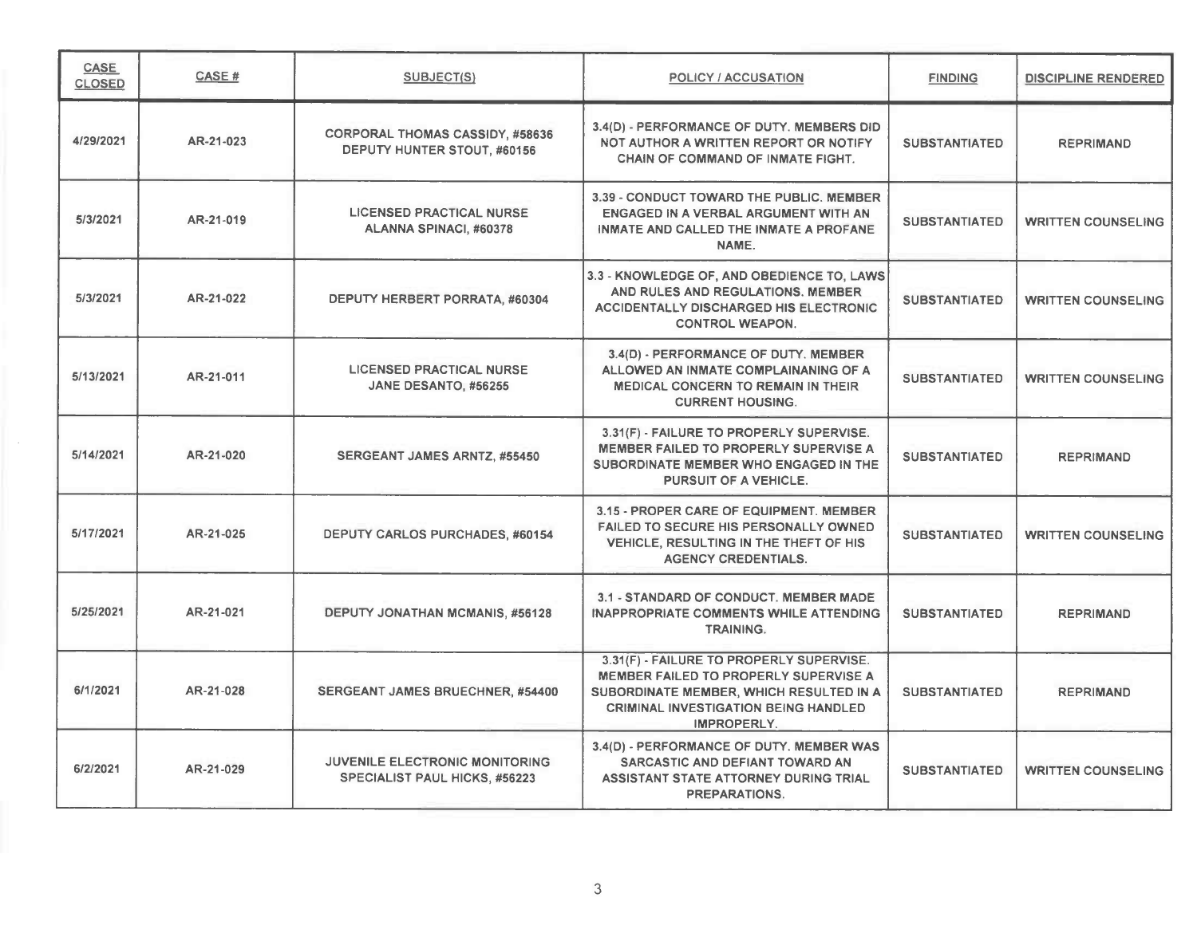| CASE CLOSED | CASE # | SUBJECT(S) | POLICY / ACCUSATION | FINDING | DISCIPLINE RENDERED |
|---|---|---|---|---|---|
| 4/29/2021 | AR-21-023 | CORPORAL THOMAS CASSIDY, #58636<br>DEPUTY HUNTER STOUT, #60156 | 3.4(D) - PERFORMANCE OF DUTY. MEMBERS DID NOT AUTHOR A WRITTEN REPORT OR NOTIFY CHAIN OF COMMAND OF INMATE FIGHT. | SUBSTANTIATED | REPRIMAND |
| 5/3/2021 | AR-21-019 | LICENSED PRACTICAL NURSE<br>ALANNA SPINACI, #60378 | 3.39 - CONDUCT TOWARD THE PUBLIC. MEMBER ENGAGED IN A VERBAL ARGUMENT WITH AN INMATE AND CALLED THE INMATE A PROFANE NAME. | SUBSTANTIATED | WRITTEN COUNSELING |
| 5/3/2021 | AR-21-022 | DEPUTY HERBERT PORRATA, #60304 | 3.3 - KNOWLEDGE OF, AND OBEDIENCE TO, LAWS AND RULES AND REGULATIONS. MEMBER ACCIDENTALLY DISCHARGED HIS ELECTRONIC CONTROL WEAPON. | SUBSTANTIATED | WRITTEN COUNSELING |
| 5/13/2021 | AR-21-011 | LICENSED PRACTICAL NURSE<br>JANE DESANTO, #56255 | 3.4(D) - PERFORMANCE OF DUTY. MEMBER ALLOWED AN INMATE COMPLAINANING OF A MEDICAL CONCERN TO REMAIN IN THEIR CURRENT HOUSING. | SUBSTANTIATED | WRITTEN COUNSELING |
| 5/14/2021 | AR-21-020 | SERGEANT JAMES ARNTZ, #55450 | 3.31(F) - FAILURE TO PROPERLY SUPERVISE. MEMBER FAILED TO PROPERLY SUPERVISE A SUBORDINATE MEMBER WHO ENGAGED IN THE PURSUIT OF A VEHICLE. | SUBSTANTIATED | REPRIMAND |
| 5/17/2021 | AR-21-025 | DEPUTY CARLOS PURCHADES, #60154 | 3.15 - PROPER CARE OF EQUIPMENT. MEMBER FAILED TO SECURE HIS PERSONALLY OWNED VEHICLE, RESULTING IN THE THEFT OF HIS AGENCY CREDENTIALS. | SUBSTANTIATED | WRITTEN COUNSELING |
| 5/25/2021 | AR-21-021 | DEPUTY JONATHAN MCMANIS, #56128 | 3.1 - STANDARD OF CONDUCT. MEMBER MADE INAPPROPRIATE COMMENTS WHILE ATTENDING TRAINING. | SUBSTANTIATED | REPRIMAND |
| 6/1/2021 | AR-21-028 | SERGEANT JAMES BRUECHNER, #54400 | 3.31(F) - FAILURE TO PROPERLY SUPERVISE. MEMBER FAILED TO PROPERLY SUPERVISE A SUBORDINATE MEMBER, WHICH RESULTED IN A CRIMINAL INVESTIGATION BEING HANDLED IMPROPERLY. | SUBSTANTIATED | REPRIMAND |
| 6/2/2021 | AR-21-029 | JUVENILE ELECTRONIC MONITORING SPECIALIST PAUL HICKS, #56223 | 3.4(D) - PERFORMANCE OF DUTY. MEMBER WAS SARCASTIC AND DEFIANT TOWARD AN ASSISTANT STATE ATTORNEY DURING TRIAL PREPARATIONS. | SUBSTANTIATED | WRITTEN COUNSELING |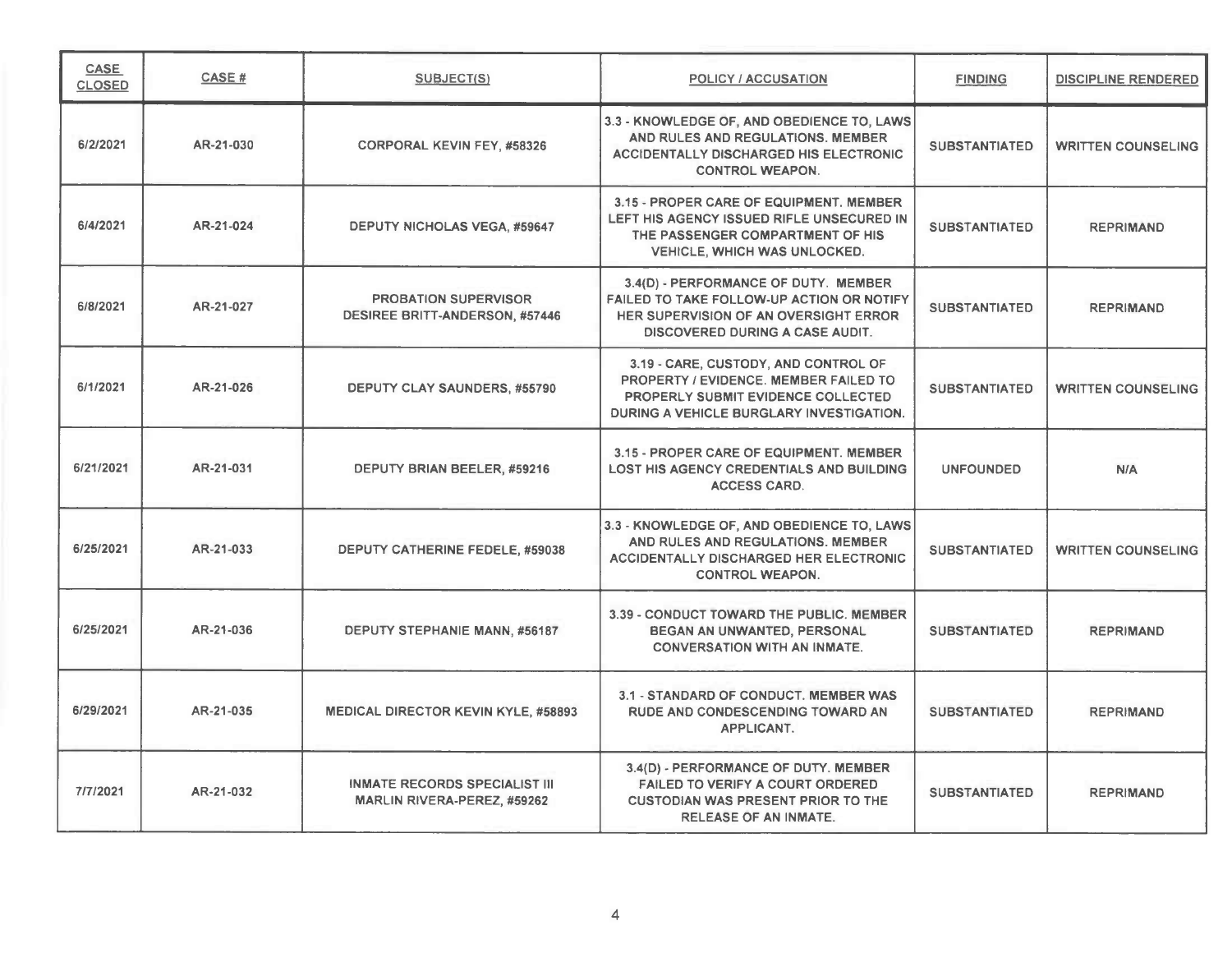| CASE CLOSED | CASE # | SUBJECT(S) | POLICY / ACCUSATION | FINDING | DISCIPLINE RENDERED |
|---|---|---|---|---|---|
| 6/2/2021 | AR-21-030 | CORPORAL KEVIN FEY, #58326 | 3.3 - KNOWLEDGE OF, AND OBEDIENCE TO, LAWS AND RULES AND REGULATIONS. MEMBER ACCIDENTALLY DISCHARGED HIS ELECTRONIC CONTROL WEAPON. | SUBSTANTIATED | WRITTEN COUNSELING |
| 6/4/2021 | AR-21-024 | DEPUTY NICHOLAS VEGA, #59647 | 3.15 - PROPER CARE OF EQUIPMENT. MEMBER LEFT HIS AGENCY ISSUED RIFLE UNSECURED IN THE PASSENGER COMPARTMENT OF HIS VEHICLE, WHICH WAS UNLOCKED. | SUBSTANTIATED | REPRIMAND |
| 6/8/2021 | AR-21-027 | PROBATION SUPERVISOR DESIREE BRITT-ANDERSON, #57446 | 3.4(D) - PERFORMANCE OF DUTY. MEMBER FAILED TO TAKE FOLLOW-UP ACTION OR NOTIFY HER SUPERVISION OF AN OVERSIGHT ERROR DISCOVERED DURING A CASE AUDIT. | SUBSTANTIATED | REPRIMAND |
| 6/1/2021 | AR-21-026 | DEPUTY CLAY SAUNDERS, #55790 | 3.19 - CARE, CUSTODY, AND CONTROL OF PROPERTY / EVIDENCE. MEMBER FAILED TO PROPERLY SUBMIT EVIDENCE COLLECTED DURING A VEHICLE BURGLARY INVESTIGATION. | SUBSTANTIATED | WRITTEN COUNSELING |
| 6/21/2021 | AR-21-031 | DEPUTY BRIAN BEELER, #59216 | 3.15 - PROPER CARE OF EQUIPMENT. MEMBER LOST HIS AGENCY CREDENTIALS AND BUILDING ACCESS CARD. | UNFOUNDED | N/A |
| 6/25/2021 | AR-21-033 | DEPUTY CATHERINE FEDELE, #59038 | 3.3 - KNOWLEDGE OF, AND OBEDIENCE TO, LAWS AND RULES AND REGULATIONS. MEMBER ACCIDENTALLY DISCHARGED HER ELECTRONIC CONTROL WEAPON. | SUBSTANTIATED | WRITTEN COUNSELING |
| 6/25/2021 | AR-21-036 | DEPUTY STEPHANIE MANN, #56187 | 3.39 - CONDUCT TOWARD THE PUBLIC. MEMBER BEGAN AN UNWANTED, PERSONAL CONVERSATION WITH AN INMATE. | SUBSTANTIATED | REPRIMAND |
| 6/29/2021 | AR-21-035 | MEDICAL DIRECTOR KEVIN KYLE, #58893 | 3.1 - STANDARD OF CONDUCT. MEMBER WAS RUDE AND CONDESCENDING TOWARD AN APPLICANT. | SUBSTANTIATED | REPRIMAND |
| 7/7/2021 | AR-21-032 | INMATE RECORDS SPECIALIST III MARLIN RIVERA-PEREZ, #59262 | 3.4(D) - PERFORMANCE OF DUTY. MEMBER FAILED TO VERIFY A COURT ORDERED CUSTODIAN WAS PRESENT PRIOR TO THE RELEASE OF AN INMATE. | SUBSTANTIATED | REPRIMAND |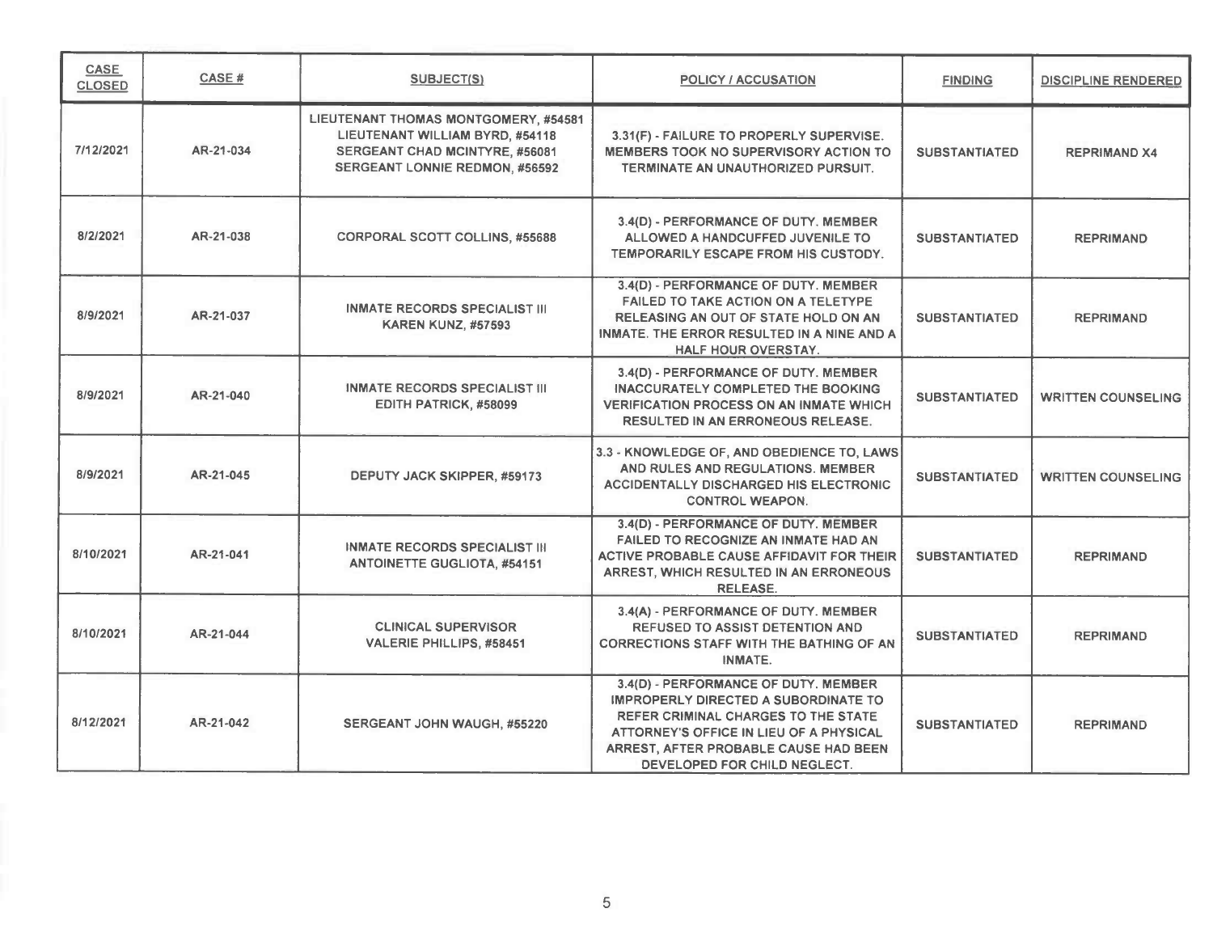| CASE CLOSED | CASE # | SUBJECT(S) | POLICY / ACCUSATION | FINDING | DISCIPLINE RENDERED |
|---|---|---|---|---|---|
| 7/12/2021 | AR-21-034 | LIEUTENANT THOMAS MONTGOMERY, #54581<br>LIEUTENANT WILLIAM BYRD, #54118<br>SERGEANT CHAD MCINTYRE, #56081<br>SERGEANT LONNIE REDMON, #56592 | 3.31(F) - FAILURE TO PROPERLY SUPERVISE. MEMBERS TOOK NO SUPERVISORY ACTION TO TERMINATE AN UNAUTHORIZED PURSUIT. | SUBSTANTIATED | REPRIMAND X4 |
| 8/2/2021 | AR-21-038 | CORPORAL SCOTT COLLINS, #55688 | 3.4(D) - PERFORMANCE OF DUTY. MEMBER ALLOWED A HANDCUFFED JUVENILE TO TEMPORARILY ESCAPE FROM HIS CUSTODY. | SUBSTANTIATED | REPRIMAND |
| 8/9/2021 | AR-21-037 | INMATE RECORDS SPECIALIST III<br>KAREN KUNZ, #57593 | 3.4(D) - PERFORMANCE OF DUTY. MEMBER FAILED TO TAKE ACTION ON A TELETYPE RELEASING AN OUT OF STATE HOLD ON AN INMATE. THE ERROR RESULTED IN A NINE AND A HALF HOUR OVERSTAY. | SUBSTANTIATED | REPRIMAND |
| 8/9/2021 | AR-21-040 | INMATE RECORDS SPECIALIST III<br>EDITH PATRICK, #58099 | 3.4(D) - PERFORMANCE OF DUTY. MEMBER INACCURATELY COMPLETED THE BOOKING VERIFICATION PROCESS ON AN INMATE WHICH RESULTED IN AN ERRONEOUS RELEASE. | SUBSTANTIATED | WRITTEN COUNSELING |
| 8/9/2021 | AR-21-045 | DEPUTY JACK SKIPPER, #59173 | 3.3 - KNOWLEDGE OF, AND OBEDIENCE TO, LAWS AND RULES AND REGULATIONS. MEMBER ACCIDENTALLY DISCHARGED HIS ELECTRONIC CONTROL WEAPON. | SUBSTANTIATED | WRITTEN COUNSELING |
| 8/10/2021 | AR-21-041 | INMATE RECORDS SPECIALIST III<br>ANTOINETTE GUGLIOTA, #54151 | 3.4(D) - PERFORMANCE OF DUTY. MEMBER FAILED TO RECOGNIZE AN INMATE HAD AN ACTIVE PROBABLE CAUSE AFFIDAVIT FOR THEIR ARREST, WHICH RESULTED IN AN ERRONEOUS RELEASE. | SUBSTANTIATED | REPRIMAND |
| 8/10/2021 | AR-21-044 | CLINICAL SUPERVISOR<br>VALERIE PHILLIPS, #58451 | 3.4(A) - PERFORMANCE OF DUTY. MEMBER REFUSED TO ASSIST DETENTION AND CORRECTIONS STAFF WITH THE BATHING OF AN INMATE. | SUBSTANTIATED | REPRIMAND |
| 8/12/2021 | AR-21-042 | SERGEANT JOHN WAUGH, #55220 | 3.4(D) - PERFORMANCE OF DUTY. MEMBER IMPROPERLY DIRECTED A SUBORDINATE TO REFER CRIMINAL CHARGES TO THE STATE ATTORNEY'S OFFICE IN LIEU OF A PHYSICAL ARREST, AFTER PROBABLE CAUSE HAD BEEN DEVELOPED FOR CHILD NEGLECT. | SUBSTANTIATED | REPRIMAND |